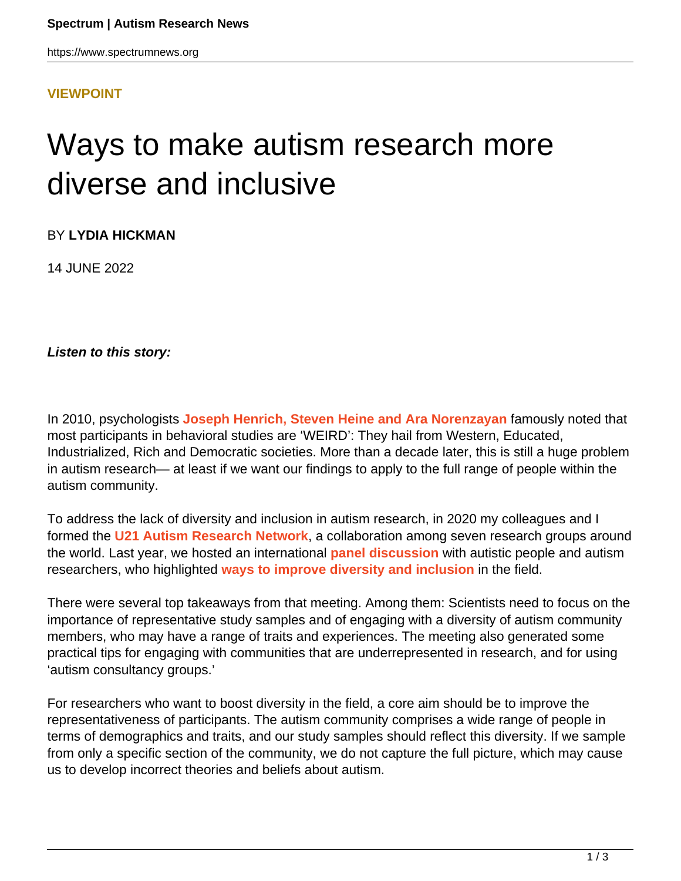**VIEWPOINT**

# Ways to make autism research more diverse and inclusive

BY **LYDIA HICKMAN**

14 JUNE 2022

***Listen to this story:***

In 2010, psychologists **Joseph Henrich, Steven Heine and Ara Norenzayan** famously noted that most participants in behavioral studies are 'WEIRD': They hail from Western, Educated, Industrialized, Rich and Democratic societies. More than a decade later, this is still a huge problem in autism research— at least if we want our findings to apply to the full range of people within the autism community.

To address the lack of diversity and inclusion in autism research, in 2020 my colleagues and I formed the **U21 Autism Research Network**, a collaboration among seven research groups around the world. Last year, we hosted an international **panel discussion** with autistic people and autism researchers, who highlighted **ways to improve diversity and inclusion** in the field.

There were several top takeaways from that meeting. Among them: Scientists need to focus on the importance of representative study samples and of engaging with a diversity of autism community members, who may have a range of traits and experiences. The meeting also generated some practical tips for engaging with communities that are underrepresented in research, and for using 'autism consultancy groups.'

For researchers who want to boost diversity in the field, a core aim should be to improve the representativeness of participants. The autism community comprises a wide range of people in terms of demographics and traits, and our study samples should reflect this diversity. If we sample from only a specific section of the community, we do not capture the full picture, which may cause us to develop incorrect theories and beliefs about autism.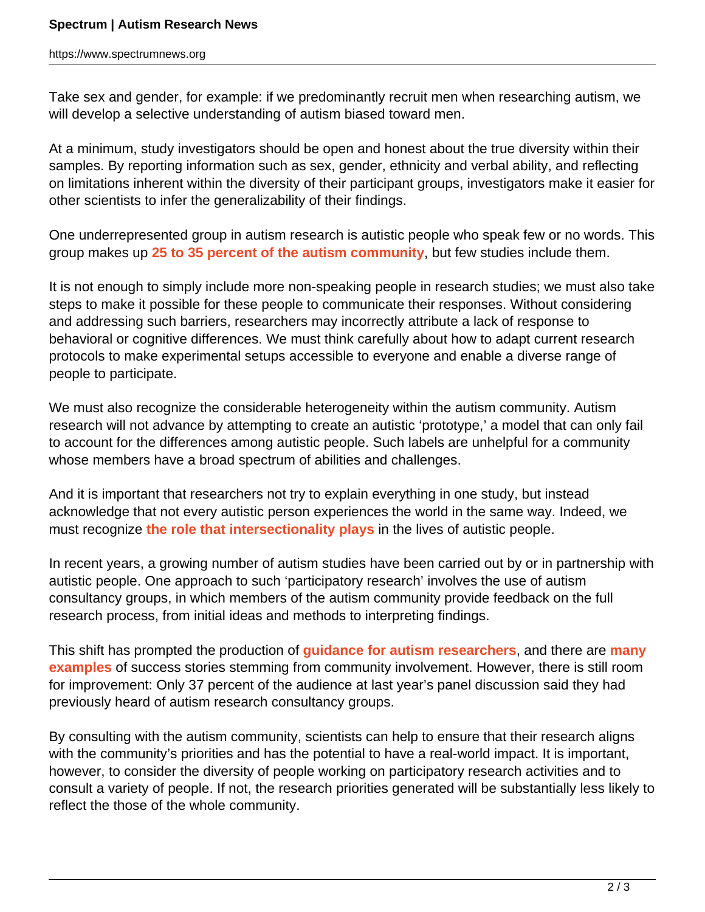Take sex and gender, for example: if we predominantly recruit men when researching autism, we will develop a selective understanding of autism biased toward men.

At a minimum, study investigators should be open and honest about the true diversity within their samples. By reporting information such as sex, gender, ethnicity and verbal ability, and reflecting on limitations inherent within the diversity of their participant groups, investigators make it easier for other scientists to infer the generalizability of their findings.

One underrepresented group in autism research is autistic people who speak few or no words. This group makes up **25 to 35 percent of the autism community**, but few studies include them.

It is not enough to simply include more non-speaking people in research studies; we must also take steps to make it possible for these people to communicate their responses. Without considering and addressing such barriers, researchers may incorrectly attribute a lack of response to behavioral or cognitive differences. We must think carefully about how to adapt current research protocols to make experimental setups accessible to everyone and enable a diverse range of people to participate.

We must also recognize the considerable heterogeneity within the autism community. Autism research will not advance by attempting to create an autistic 'prototype,' a model that can only fail to account for the differences among autistic people. Such labels are unhelpful for a community whose members have a broad spectrum of abilities and challenges.

And it is important that researchers not try to explain everything in one study, but instead acknowledge that not every autistic person experiences the world in the same way. Indeed, we must recognize **the role that intersectionality plays** in the lives of autistic people.

In recent years, a growing number of autism studies have been carried out by or in partnership with autistic people. One approach to such 'participatory research' involves the use of autism consultancy groups, in which members of the autism community provide feedback on the full research process, from initial ideas and methods to interpreting findings.

This shift has prompted the production of **guidance for autism researchers**, and there are **many examples** of success stories stemming from community involvement. However, there is still room for improvement: Only 37 percent of the audience at last year's panel discussion said they had previously heard of autism research consultancy groups.

By consulting with the autism community, scientists can help to ensure that their research aligns with the community's priorities and has the potential to have a real-world impact. It is important, however, to consider the diversity of people working on participatory research activities and to consult a variety of people. If not, the research priorities generated will be substantially less likely to reflect the those of the whole community.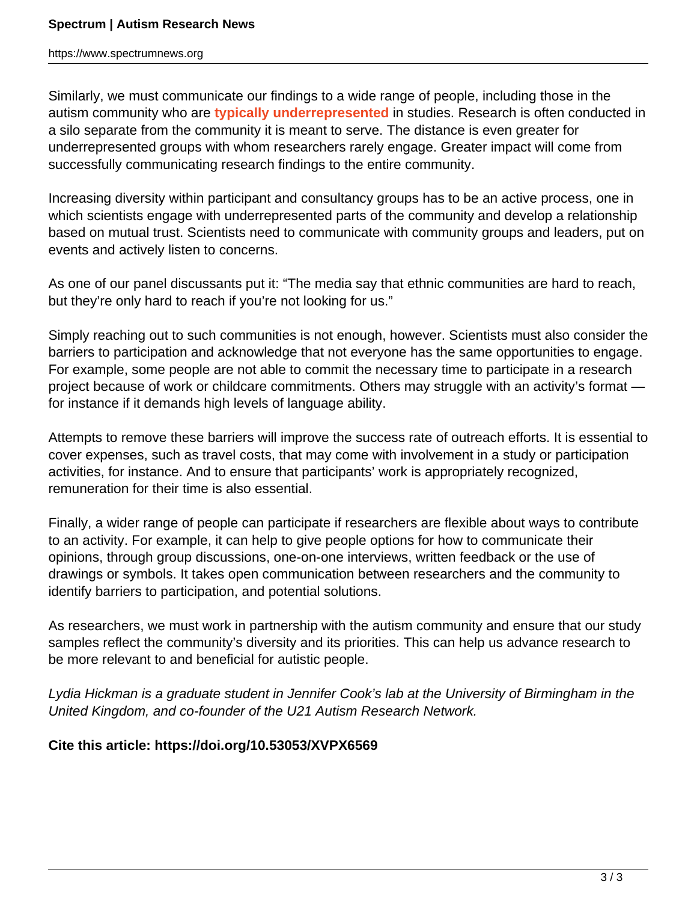Similarly, we must communicate our findings to a wide range of people, including those in the autism community who are **typically underrepresented** in studies. Research is often conducted in a silo separate from the community it is meant to serve. The distance is even greater for underrepresented groups with whom researchers rarely engage. Greater impact will come from successfully communicating research findings to the entire community.

Increasing diversity within participant and consultancy groups has to be an active process, one in which scientists engage with underrepresented parts of the community and develop a relationship based on mutual trust. Scientists need to communicate with community groups and leaders, put on events and actively listen to concerns.

As one of our panel discussants put it: “The media say that ethnic communities are hard to reach, but they’re only hard to reach if you’re not looking for us.”

Simply reaching out to such communities is not enough, however. Scientists must also consider the barriers to participation and acknowledge that not everyone has the same opportunities to engage. For example, some people are not able to commit the necessary time to participate in a research project because of work or childcare commitments. Others may struggle with an activity’s format — for instance if it demands high levels of language ability.

Attempts to remove these barriers will improve the success rate of outreach efforts. It is essential to cover expenses, such as travel costs, that may come with involvement in a study or participation activities, for instance. And to ensure that participants’ work is appropriately recognized, remuneration for their time is also essential.

Finally, a wider range of people can participate if researchers are flexible about ways to contribute to an activity. For example, it can help to give people options for how to communicate their opinions, through group discussions, one-on-one interviews, written feedback or the use of drawings or symbols. It takes open communication between researchers and the community to identify barriers to participation, and potential solutions.

As researchers, we must work in partnership with the autism community and ensure that our study samples reflect the community’s diversity and its priorities. This can help us advance research to be more relevant to and beneficial for autistic people.

*Lydia Hickman is a graduate student in Jennifer Cook’s lab at the University of Birmingham in the United Kingdom, and co-founder of the U21 Autism Research Network.*

**Cite this article: https://doi.org/10.53053/XVPX6569**